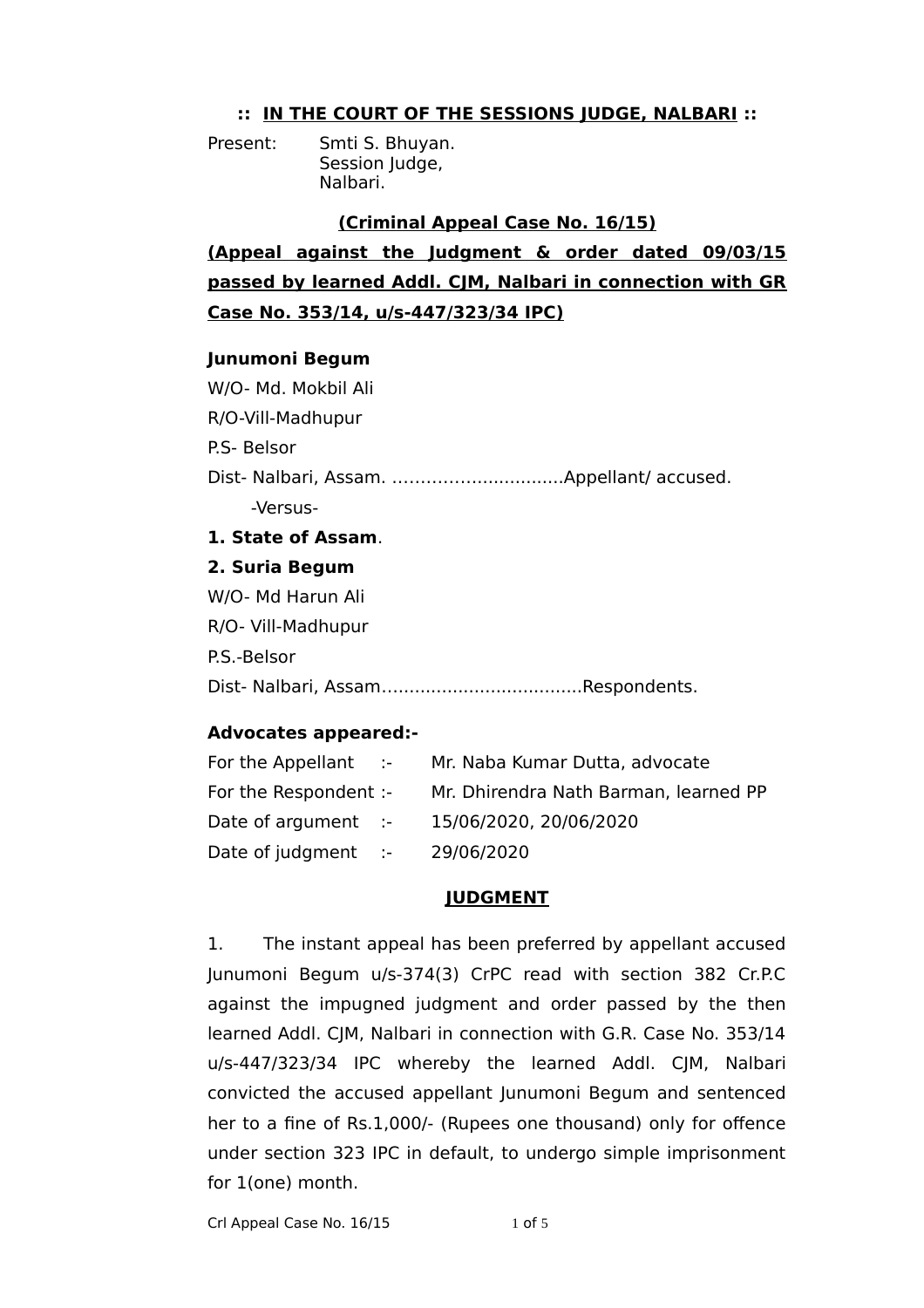## :: IN THE COURT OF THE SESSIONS JUDGE, NALBARI ::

Present: Smti S. Bhuyan.
Session Judge,
Nalbari.

### (Criminal Appeal Case No. 16/15)

**(Appeal against the Judgment & order dated 09/03/15 passed by learned Addl. CJM, Nalbari in connection with GR Case No. 353/14, u/s-447/323/34 IPC)**

**Junumoni Begum**
W/O- Md. Mokbil Ali
R/O-Vill-Madhupur
P.S- Belsor
Dist- Nalbari, Assam. ..............................Appellant/ accused.

-Versus-

**1. State of Assam**.

**2. Suria Begum**
W/O- Md Harun Ali
R/O- Vill-Madhupur
P.S.-Belsor
Dist- Nalbari, Assam....................................Respondents.

**Advocates appeared:-**

| | | |
|---|---|---|
| For the Appellant | :- | Mr. Naba Kumar Dutta, advocate |
| For the Respondent | :- | Mr. Dhirendra Nath Barman, learned PP |
| Date of argument | :- | 15/06/2020, 20/06/2020 |
| Date of judgment | :- | 29/06/2020 |

### JUDGMENT

1. The instant appeal has been preferred by appellant accused Junumoni Begum u/s-374(3) CrPC read with section 382 Cr.P.C against the impugned judgment and order passed by the then learned Addl. CJM, Nalbari in connection with G.R. Case No. 353/14 u/s-447/323/34 IPC whereby the learned Addl. CJM, Nalbari convicted the accused appellant Junumoni Begum and sentenced her to a fine of Rs.1,000/- (Rupees one thousand) only for offence under section 323 IPC in default, to undergo simple imprisonment for 1(one) month.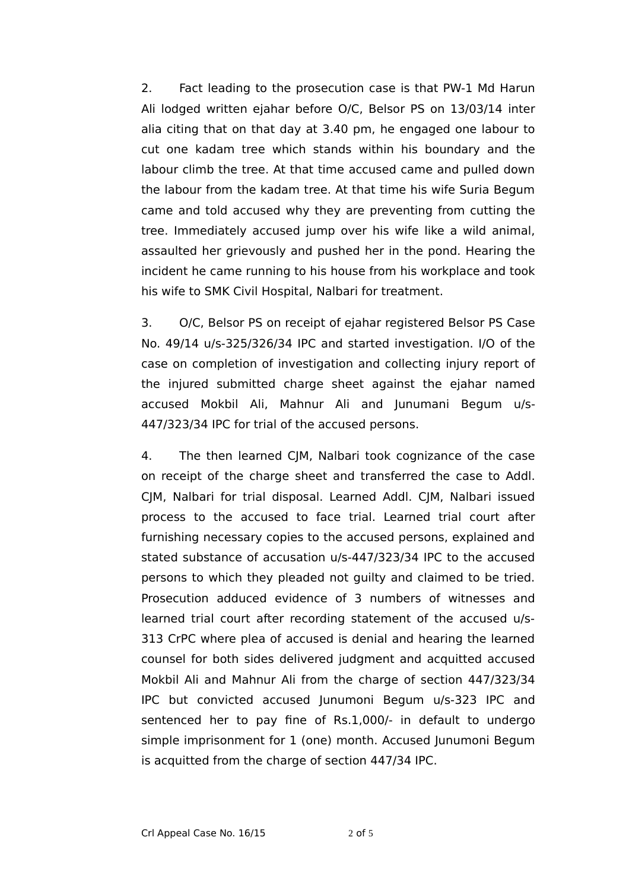2. Fact leading to the prosecution case is that PW-1 Md Harun Ali lodged written ejahar before O/C, Belsor PS on 13/03/14 inter alia citing that on that day at 3.40 pm, he engaged one labour to cut one kadam tree which stands within his boundary and the labour climb the tree. At that time accused came and pulled down the labour from the kadam tree. At that time his wife Suria Begum came and told accused why they are preventing from cutting the tree. Immediately accused jump over his wife like a wild animal, assaulted her grievously and pushed her in the pond. Hearing the incident he came running to his house from his workplace and took his wife to SMK Civil Hospital, Nalbari for treatment.

3. O/C, Belsor PS on receipt of ejahar registered Belsor PS Case No. 49/14 u/s-325/326/34 IPC and started investigation. I/O of the case on completion of investigation and collecting injury report of the injured submitted charge sheet against the ejahar named accused Mokbil Ali, Mahnur Ali and Junumani Begum u/s-447/323/34 IPC for trial of the accused persons.

4. The then learned CJM, Nalbari took cognizance of the case on receipt of the charge sheet and transferred the case to Addl. CJM, Nalbari for trial disposal. Learned Addl. CJM, Nalbari issued process to the accused to face trial. Learned trial court after furnishing necessary copies to the accused persons, explained and stated substance of accusation u/s-447/323/34 IPC to the accused persons to which they pleaded not guilty and claimed to be tried. Prosecution adduced evidence of 3 numbers of witnesses and learned trial court after recording statement of the accused u/s-313 CrPC where plea of accused is denial and hearing the learned counsel for both sides delivered judgment and acquitted accused Mokbil Ali and Mahnur Ali from the charge of section 447/323/34 IPC but convicted accused Junumoni Begum u/s-323 IPC and sentenced her to pay fine of Rs.1,000/- in default to undergo simple imprisonment for 1 (one) month. Accused Junumoni Begum is acquitted from the charge of section 447/34 IPC.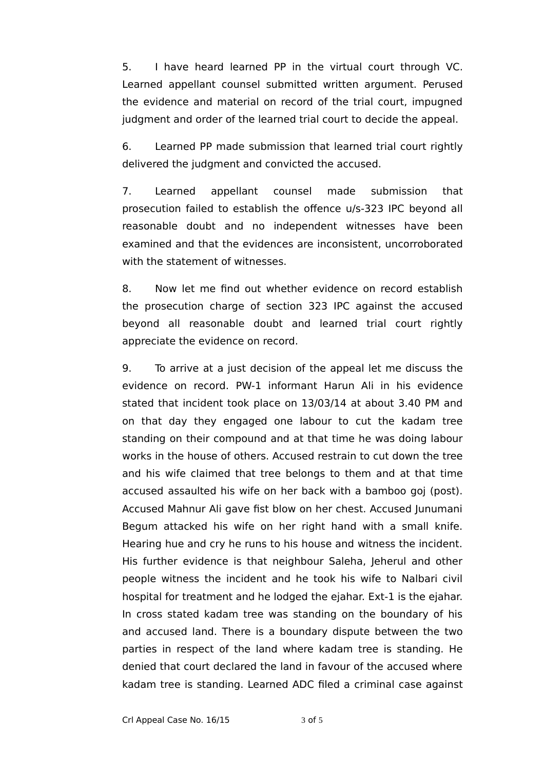5. I have heard learned PP in the virtual court through VC. Learned appellant counsel submitted written argument. Perused the evidence and material on record of the trial court, impugned judgment and order of the learned trial court to decide the appeal.

6. Learned PP made submission that learned trial court rightly delivered the judgment and convicted the accused.

7. Learned appellant counsel made submission that prosecution failed to establish the offence u/s-323 IPC beyond all reasonable doubt and no independent witnesses have been examined and that the evidences are inconsistent, uncorroborated with the statement of witnesses.

8. Now let me find out whether evidence on record establish the prosecution charge of section 323 IPC against the accused beyond all reasonable doubt and learned trial court rightly appreciate the evidence on record.

9. To arrive at a just decision of the appeal let me discuss the evidence on record. PW-1 informant Harun Ali in his evidence stated that incident took place on 13/03/14 at about 3.40 PM and on that day they engaged one labour to cut the kadam tree standing on their compound and at that time he was doing labour works in the house of others. Accused restrain to cut down the tree and his wife claimed that tree belongs to them and at that time accused assaulted his wife on her back with a bamboo goj (post). Accused Mahnur Ali gave fist blow on her chest. Accused Junumani Begum attacked his wife on her right hand with a small knife. Hearing hue and cry he runs to his house and witness the incident. His further evidence is that neighbour Saleha, Jeherul and other people witness the incident and he took his wife to Nalbari civil hospital for treatment and he lodged the ejahar. Ext-1 is the ejahar. In cross stated kadam tree was standing on the boundary of his and accused land. There is a boundary dispute between the two parties in respect of the land where kadam tree is standing. He denied that court declared the land in favour of the accused where kadam tree is standing. Learned ADC filed a criminal case against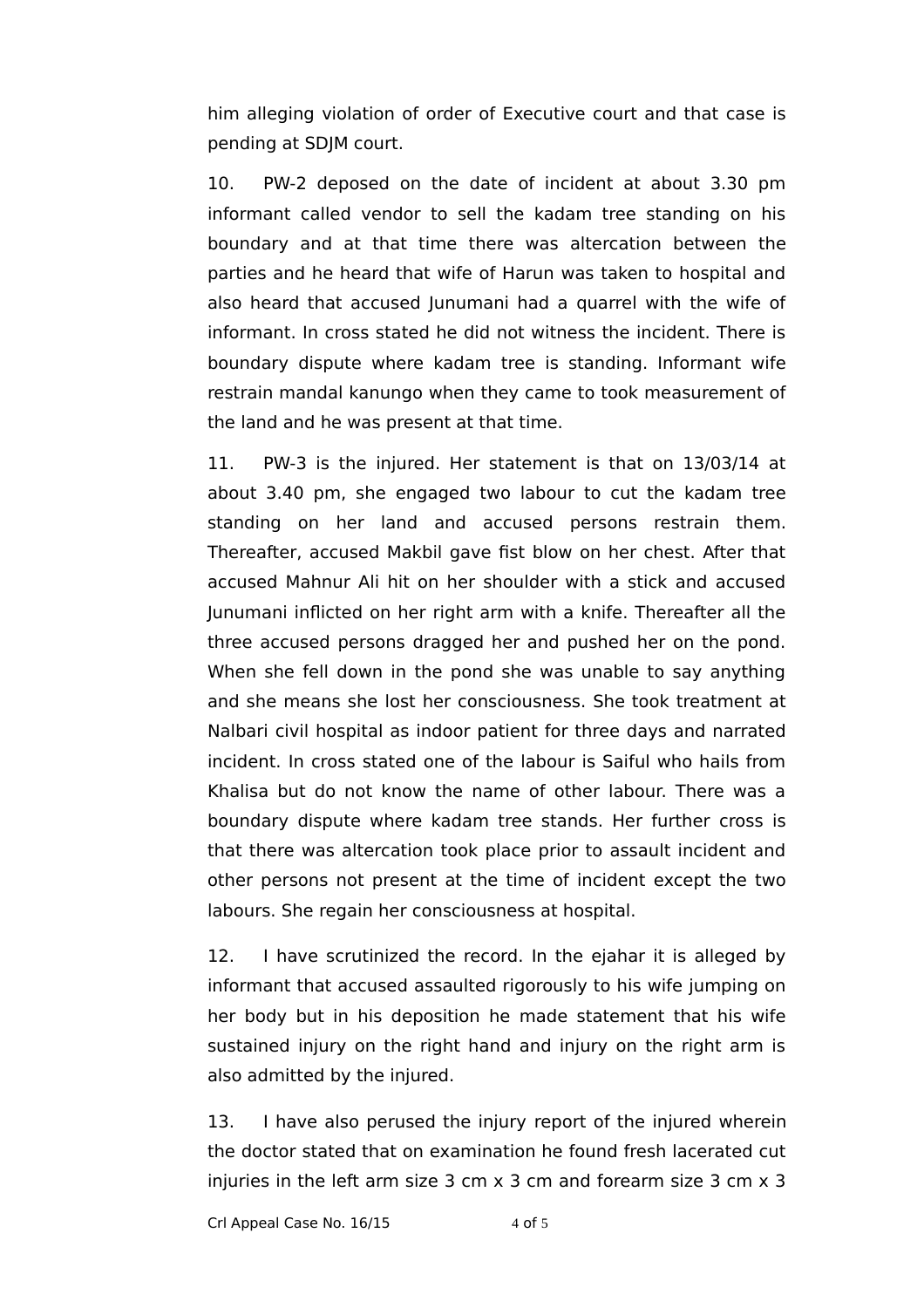him alleging violation of order of Executive court and that case is pending at SDJM court.

10. PW-2 deposed on the date of incident at about 3.30 pm informant called vendor to sell the kadam tree standing on his boundary and at that time there was altercation between the parties and he heard that wife of Harun was taken to hospital and also heard that accused Junumani had a quarrel with the wife of informant. In cross stated he did not witness the incident. There is boundary dispute where kadam tree is standing. Informant wife restrain mandal kanungo when they came to took measurement of the land and he was present at that time.

11. PW-3 is the injured. Her statement is that on 13/03/14 at about 3.40 pm, she engaged two labour to cut the kadam tree standing on her land and accused persons restrain them. Thereafter, accused Makbil gave fist blow on her chest. After that accused Mahnur Ali hit on her shoulder with a stick and accused Junumani inflicted on her right arm with a knife. Thereafter all the three accused persons dragged her and pushed her on the pond. When she fell down in the pond she was unable to say anything and she means she lost her consciousness. She took treatment at Nalbari civil hospital as indoor patient for three days and narrated incident. In cross stated one of the labour is Saiful who hails from Khalisa but do not know the name of other labour. There was a boundary dispute where kadam tree stands. Her further cross is that there was altercation took place prior to assault incident and other persons not present at the time of incident except the two labours. She regain her consciousness at hospital.

12. I have scrutinized the record. In the ejahar it is alleged by informant that accused assaulted rigorously to his wife jumping on her body but in his deposition he made statement that his wife sustained injury on the right hand and injury on the right arm is also admitted by the injured.

13. I have also perused the injury report of the injured wherein the doctor stated that on examination he found fresh lacerated cut injuries in the left arm size 3 cm x 3 cm and forearm size 3 cm x 3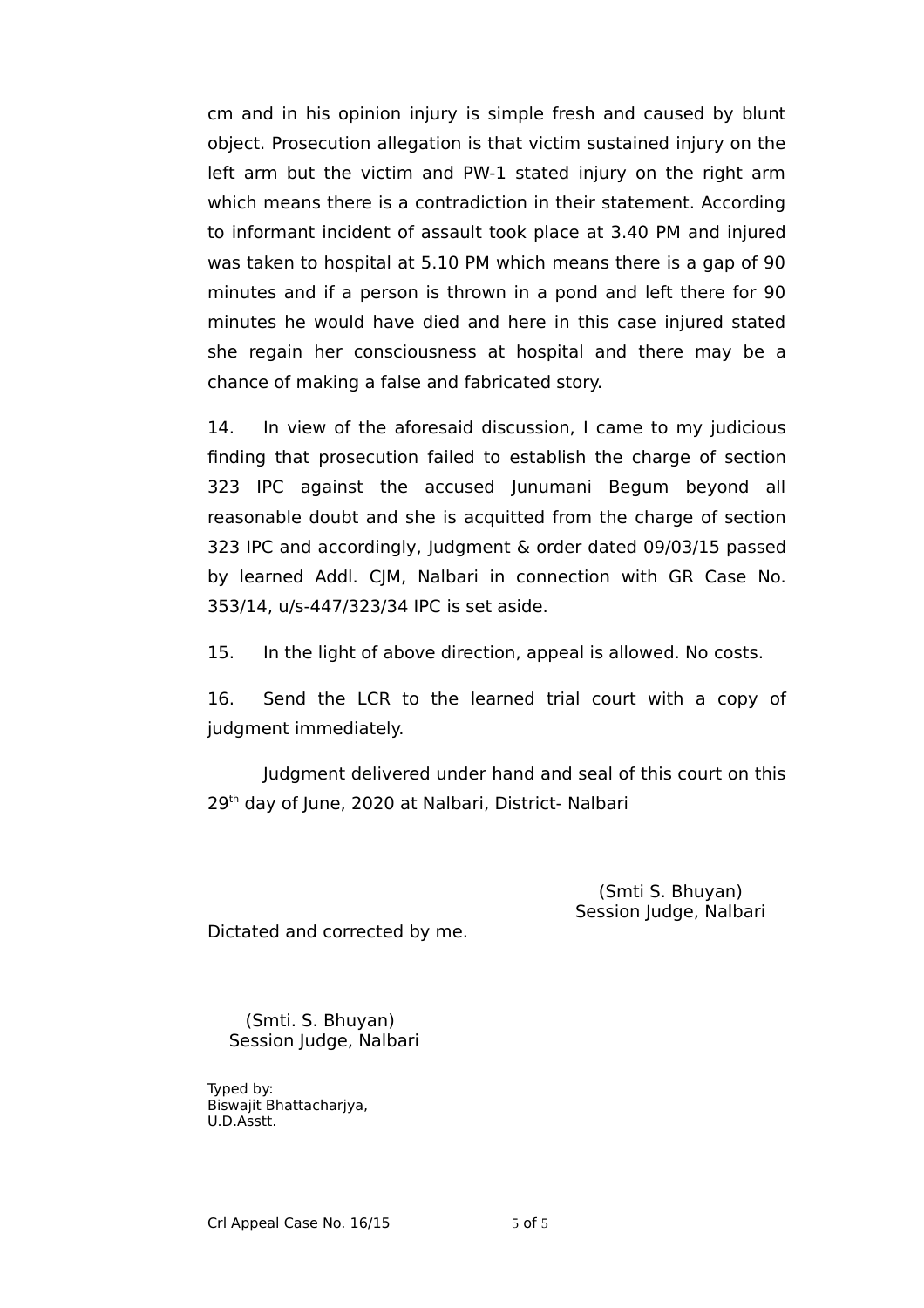cm and in his opinion injury is simple fresh and caused by blunt object. Prosecution allegation is that victim sustained injury on the left arm but the victim and PW-1 stated injury on the right arm which means there is a contradiction in their statement. According to informant incident of assault took place at 3.40 PM and injured was taken to hospital at 5.10 PM which means there is a gap of 90 minutes and if a person is thrown in a pond and left there for 90 minutes he would have died and here in this case injured stated she regain her consciousness at hospital and there may be a chance of making a false and fabricated story.

14. In view of the aforesaid discussion, I came to my judicious finding that prosecution failed to establish the charge of section 323 IPC against the accused Junumani Begum beyond all reasonable doubt and she is acquitted from the charge of section 323 IPC and accordingly, Judgment & order dated 09/03/15 passed by learned Addl. CJM, Nalbari in connection with GR Case No. 353/14, u/s-447/323/34 IPC is set aside.

15. In the light of above direction, appeal is allowed. No costs.

16. Send the LCR to the learned trial court with a copy of judgment immediately.

Judgment delivered under hand and seal of this court on this 29th day of June, 2020 at Nalbari, District- Nalbari

(Smti S. Bhuyan)
Session Judge, Nalbari

Dictated and corrected by me.

(Smti. S. Bhuyan)
Session Judge, Nalbari

Typed by:
Biswajit Bhattacharjya,
U.D.Asstt.

Crl Appeal Case No. 16/15